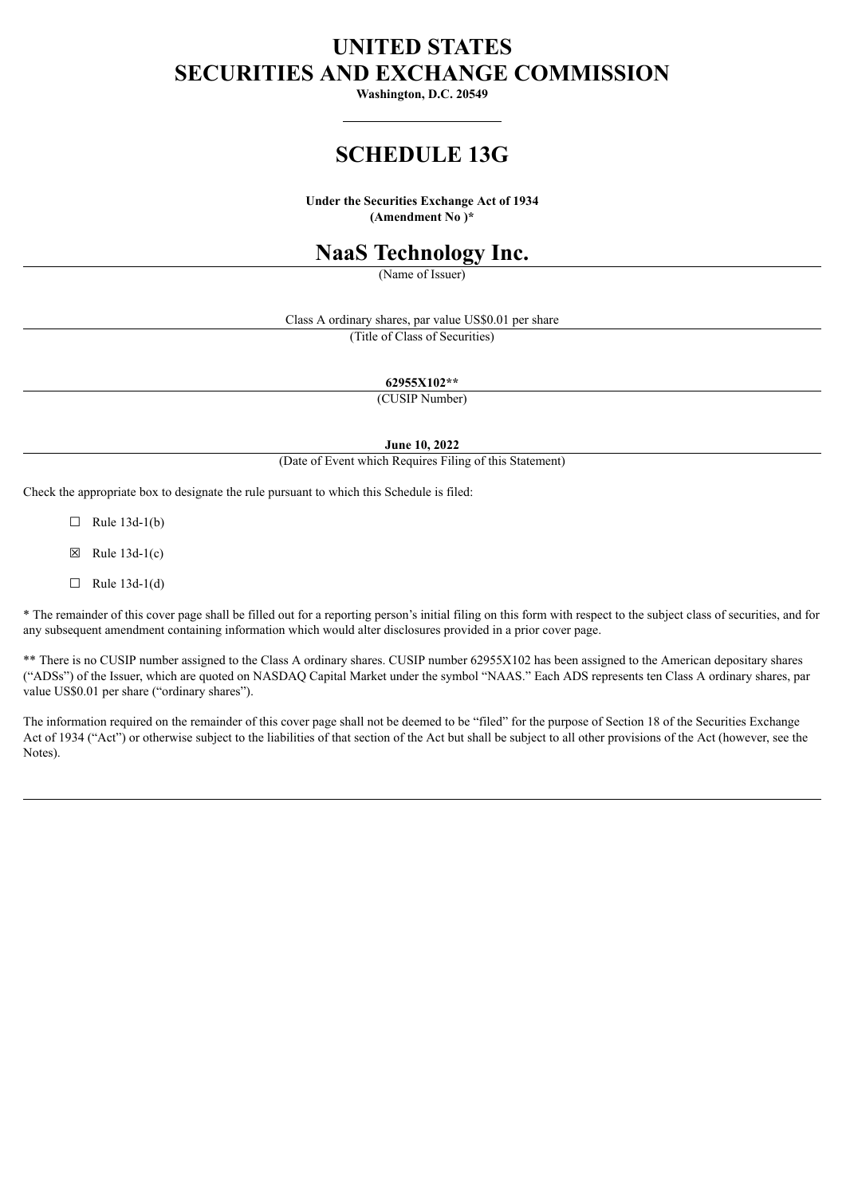# UNITED STATES
# SECURITIES AND EXCHANGE COMMISSION

**Washington, D.C. 20549**

# SCHEDULE 13G

**Under the Securities Exchange Act of 1934**
**(Amendment No )***

# NaaS Technology Inc.

(Name of Issuer)

Class A ordinary shares, par value US$0.01 per share

(Title of Class of Securities)

**62955X102****

(CUSIP Number)

**June 10, 2022**

(Date of Event which Requires Filing of this Statement)

Check the appropriate box to designate the rule pursuant to which this Schedule is filed:

☐ Rule 13d-1(b)

☒ Rule 13d-1(c)

☐ Rule 13d-1(d)

* The remainder of this cover page shall be filled out for a reporting person's initial filing on this form with respect to the subject class of securities, and for any subsequent amendment containing information which would alter disclosures provided in a prior cover page.

** There is no CUSIP number assigned to the Class A ordinary shares. CUSIP number 62955X102 has been assigned to the American depositary shares ("ADSs") of the Issuer, which are quoted on NASDAQ Capital Market under the symbol "NAAS." Each ADS represents ten Class A ordinary shares, par value US$0.01 per share ("ordinary shares").

The information required on the remainder of this cover page shall not be deemed to be "filed" for the purpose of Section 18 of the Securities Exchange Act of 1934 ("Act") or otherwise subject to the liabilities of that section of the Act but shall be subject to all other provisions of the Act (however, see the Notes).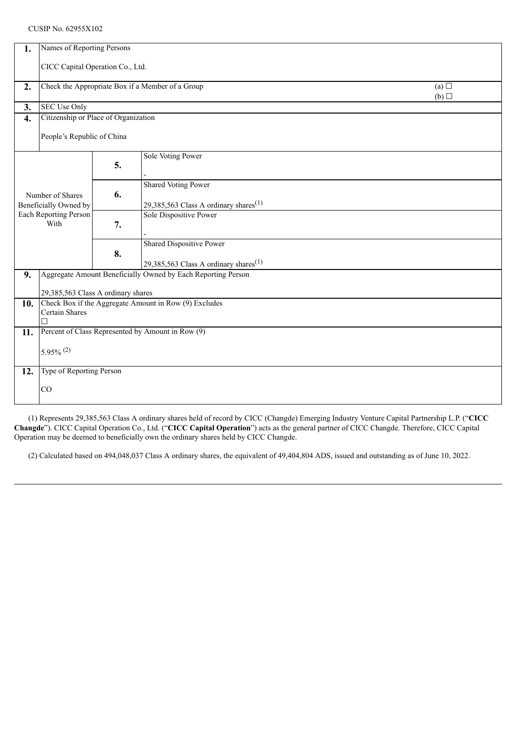CUSIP No. 62955X102

| | | | |
|---|---|---|---|
| **1.** | Names of Reporting Persons<br><br>CICC Capital Operation Co., Ltd. | | |
| **2.** | Check the Appropriate Box if a Member of a Group | | (a) ☐<br>(b) ☐ |
| **3.** | SEC Use Only | | |
| **4.** | Citizenship or Place of Organization<br><br>People's Republic of China | | |
| Number of Shares Beneficially Owned by Each Reporting Person With | **5.** | Sole Voting Power<br><br>- | |
| | **6.** | Shared Voting Power<br><br>29,385,563 Class A ordinary shares[(1)] | |
| | **7.** | Sole Dispositive Power<br><br>- | |
| | **8.** | Shared Dispositive Power<br><br>29,385,563 Class A ordinary shares[(1)] | |
| **9.** | Aggregate Amount Beneficially Owned by Each Reporting Person<br><br>29,385,563 Class A ordinary shares | | |
| **10.** | Check Box if the Aggregate Amount in Row (9) Excludes Certain Shares<br>☐ | | |
| **11.** | Percent of Class Represented by Amount in Row (9)<br><br>5.95% [(2)] | | |
| **12.** | Type of Reporting Person<br><br>CO | | |

(1) Represents 29,385,563 Class A ordinary shares held of record by CICC (Changde) Emerging Industry Venture Capital Partnership L.P. ("**CICC Changde**"). CICC Capital Operation Co., Ltd. ("**CICC Capital Operation**") acts as the general partner of CICC Changde. Therefore, CICC Capital Operation may be deemed to beneficially own the ordinary shares held by CICC Changde.

(2) Calculated based on 494,048,037 Class A ordinary shares, the equivalent of 49,404,804 ADS, issued and outstanding as of June 10, 2022.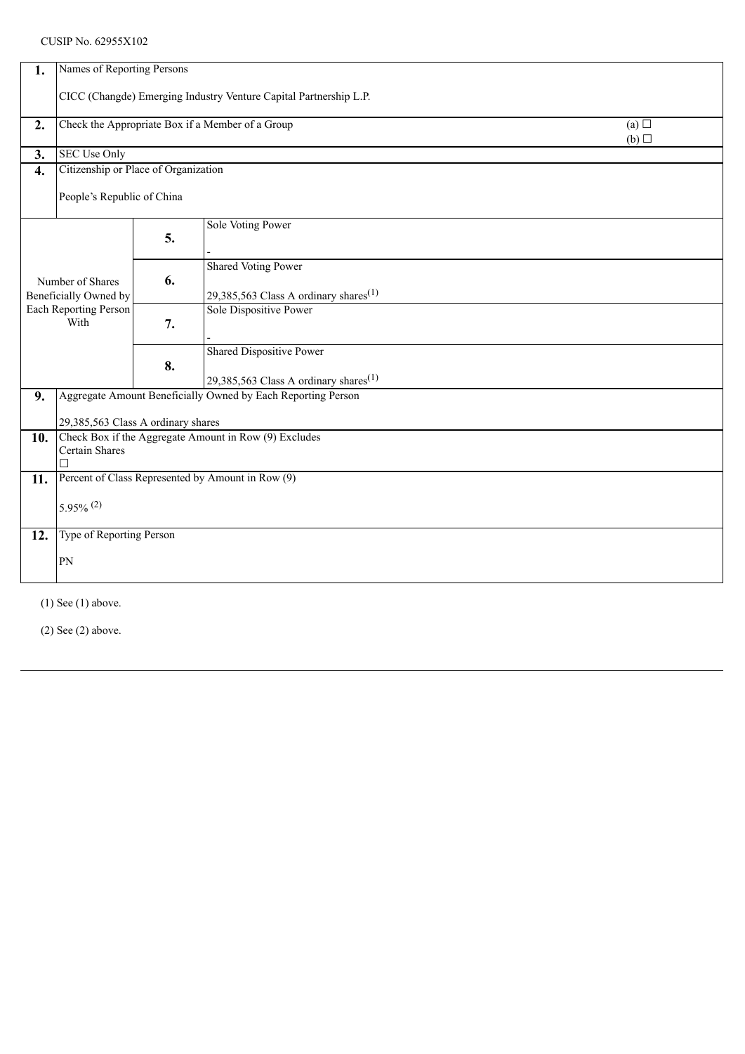CUSIP No. 62955X102

| | | | |
|---|---|---|---|
| **1.** | Names of Reporting Persons<br><br>CICC (Changde) Emerging Industry Venture Capital Partnership L.P. | | |
| **2.** | Check the Appropriate Box if a Member of a Group | | (a) ☐<br>(b) ☐ |
| **3.** | SEC Use Only | | |
| **4.** | Citizenship or Place of Organization<br><br>People's Republic of China | | |
| Number of Shares Beneficially Owned by Each Reporting Person With | **5.** | Sole Voting Power<br><br>- | |
| | **6.** | Shared Voting Power<br><br>29,385,563 Class A ordinary shares(1) | |
| | **7.** | Sole Dispositive Power<br><br>- | |
| | **8.** | Shared Dispositive Power<br><br>29,385,563 Class A ordinary shares(1) | |
| **9.** | Aggregate Amount Beneficially Owned by Each Reporting Person<br><br>29,385,563 Class A ordinary shares | | |
| **10.** | Check Box if the Aggregate Amount in Row (9) Excludes Certain Shares<br>☐ | | |
| **11.** | Percent of Class Represented by Amount in Row (9)<br><br>5.95% (2) | | |
| **12.** | Type of Reporting Person<br><br>PN | | |

(1) See (1) above.

(2) See (2) above.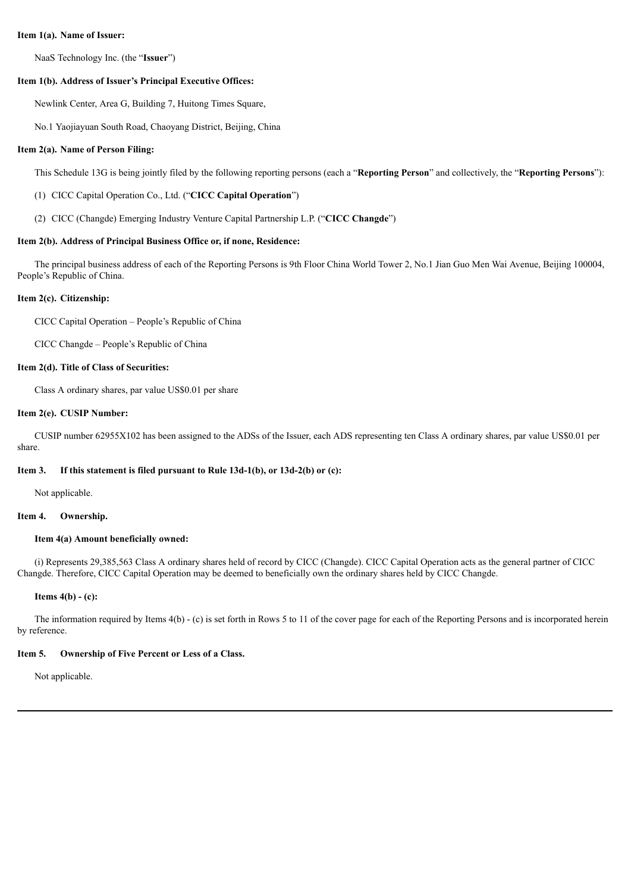**Item 1(a). Name of Issuer:**

NaaS Technology Inc. (the "**Issuer**")

**Item 1(b). Address of Issuer's Principal Executive Offices:**

Newlink Center, Area G, Building 7, Huitong Times Square,

No.1 Yaojiayuan South Road, Chaoyang District, Beijing, China

**Item 2(a). Name of Person Filing:**

This Schedule 13G is being jointly filed by the following reporting persons (each a "**Reporting Person**" and collectively, the "**Reporting Persons**"):

(1) CICC Capital Operation Co., Ltd. ("**CICC Capital Operation**")

(2) CICC (Changde) Emerging Industry Venture Capital Partnership L.P. ("**CICC Changde**")

**Item 2(b). Address of Principal Business Office or, if none, Residence:**

The principal business address of each of the Reporting Persons is 9th Floor China World Tower 2, No.1 Jian Guo Men Wai Avenue, Beijing 100004, People's Republic of China.

**Item 2(c). Citizenship:**

CICC Capital Operation – People's Republic of China

CICC Changde – People's Republic of China

**Item 2(d). Title of Class of Securities:**

Class A ordinary shares, par value US$0.01 per share

**Item 2(e). CUSIP Number:**

CUSIP number 62955X102 has been assigned to the ADSs of the Issuer, each ADS representing ten Class A ordinary shares, par value US$0.01 per share.

**Item 3. If this statement is filed pursuant to Rule 13d-1(b), or 13d-2(b) or (c):**

Not applicable.

**Item 4. Ownership.**

**Item 4(a) Amount beneficially owned:**

(i) Represents 29,385,563 Class A ordinary shares held of record by CICC (Changde). CICC Capital Operation acts as the general partner of CICC Changde. Therefore, CICC Capital Operation may be deemed to beneficially own the ordinary shares held by CICC Changde.

**Items 4(b) - (c):**

The information required by Items 4(b) - (c) is set forth in Rows 5 to 11 of the cover page for each of the Reporting Persons and is incorporated herein by reference.

**Item 5. Ownership of Five Percent or Less of a Class.**

Not applicable.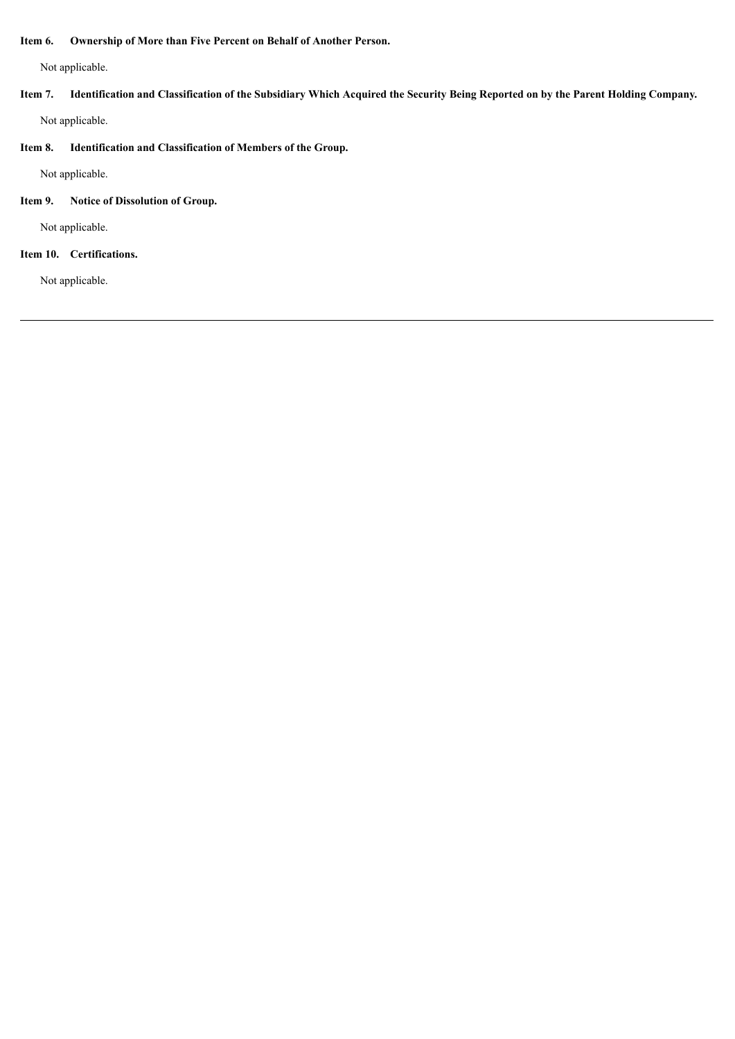**Item 6. Ownership of More than Five Percent on Behalf of Another Person.**

Not applicable.

**Item 7. Identification and Classification of the Subsidiary Which Acquired the Security Being Reported on by the Parent Holding Company.**

Not applicable.

**Item 8. Identification and Classification of Members of the Group.**

Not applicable.

**Item 9. Notice of Dissolution of Group.**

Not applicable.

**Item 10. Certifications.**

Not applicable.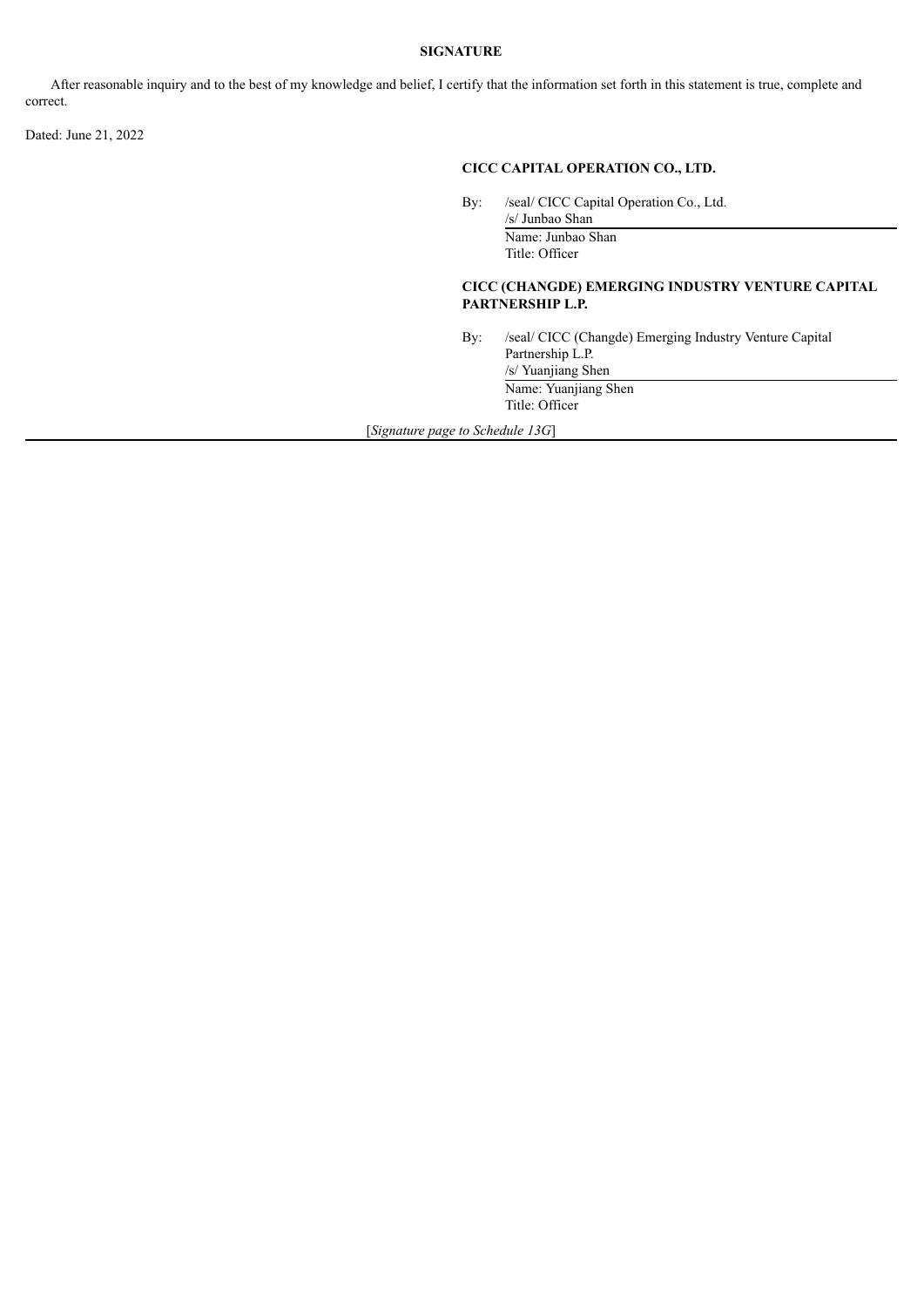**SIGNATURE**

After reasonable inquiry and to the best of my knowledge and belief, I certify that the information set forth in this statement is true, complete and correct.

Dated: June 21, 2022

**CICC CAPITAL OPERATION CO., LTD.**

By: /seal/ CICC Capital Operation Co., Ltd.
/s/ Junbao Shan
Name: Junbao Shan
Title: Officer

**CICC (CHANGDE) EMERGING INDUSTRY VENTURE CAPITAL PARTNERSHIP L.P.**

By: /seal/ CICC (Changde) Emerging Industry Venture Capital Partnership L.P.
/s/ Yuanjiang Shen
Name: Yuanjiang Shen
Title: Officer

[*Signature page to Schedule 13G*]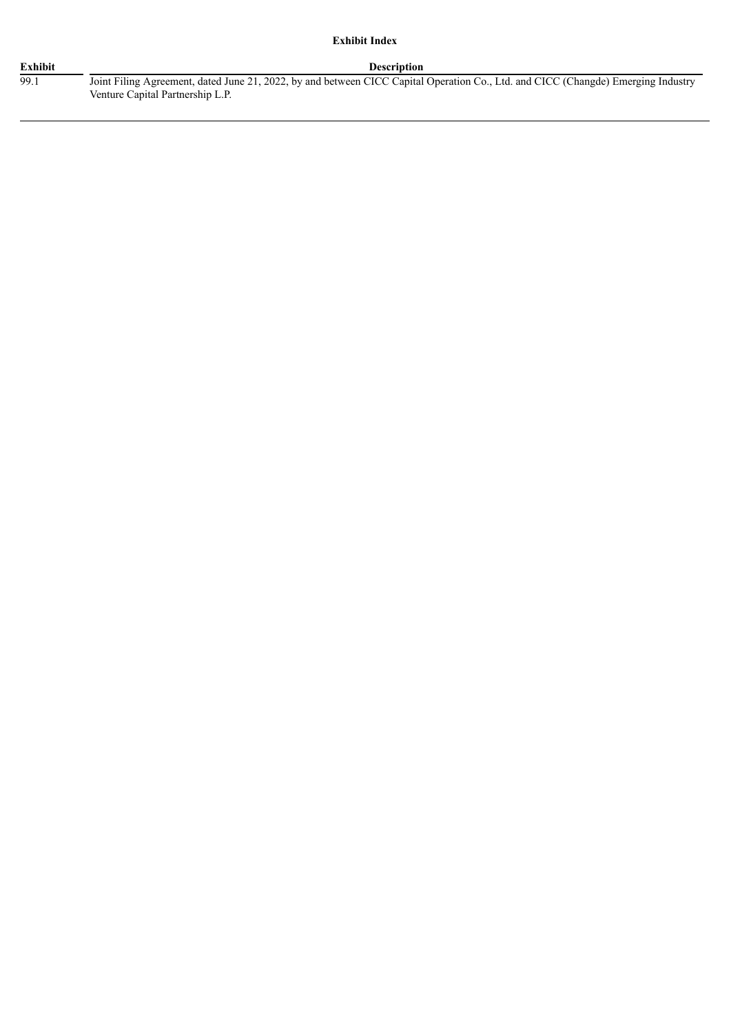**Exhibit Index**

| Exhibit | Description |
| --- | --- |
| 99.1 | Joint Filing Agreement, dated June 21, 2022, by and between CICC Capital Operation Co., Ltd. and CICC (Changde) Emerging Industry Venture Capital Partnership L.P. |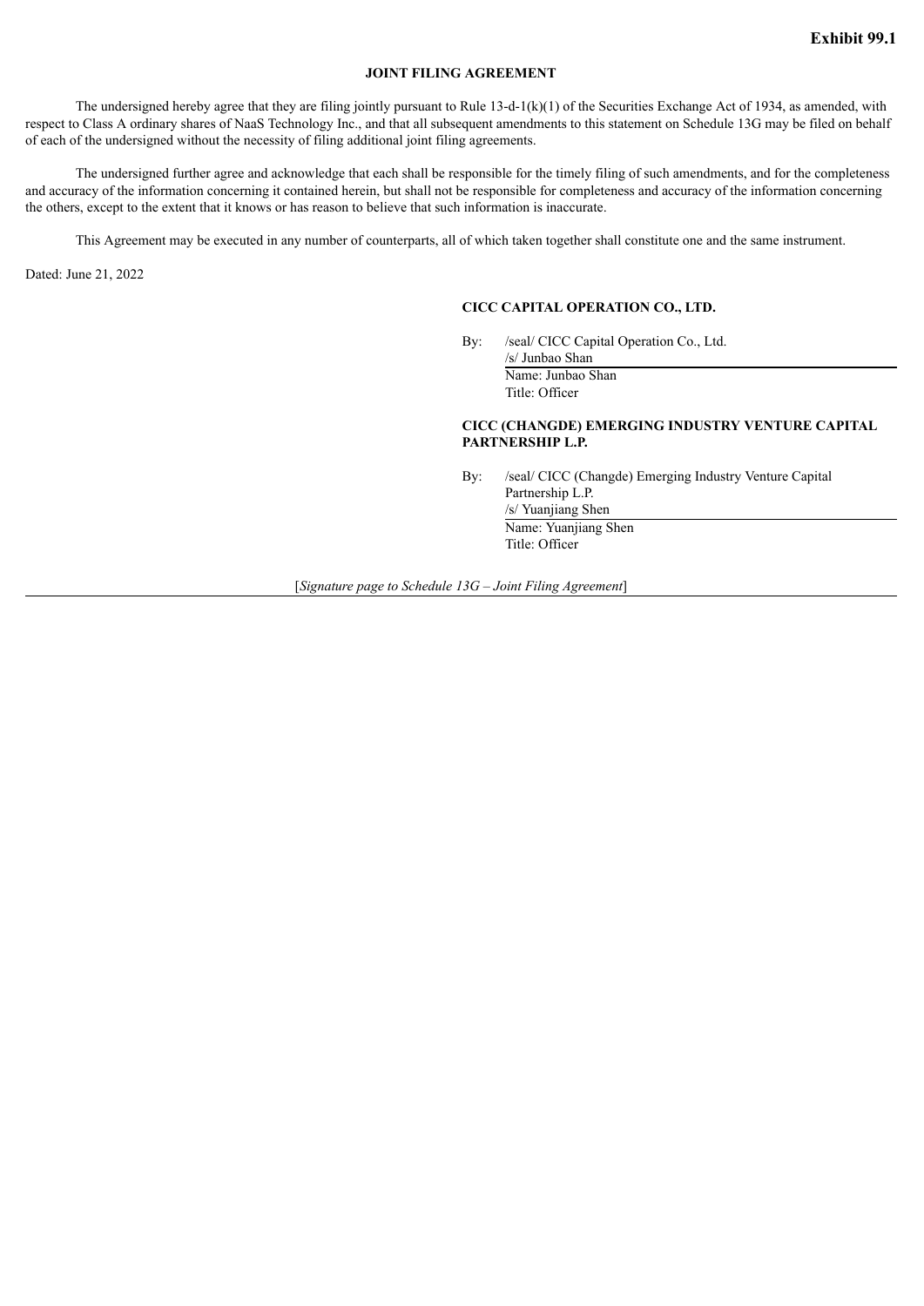**Exhibit 99.1**

**JOINT FILING AGREEMENT**

The undersigned hereby agree that they are filing jointly pursuant to Rule 13-d-1(k)(1) of the Securities Exchange Act of 1934, as amended, with respect to Class A ordinary shares of NaaS Technology Inc., and that all subsequent amendments to this statement on Schedule 13G may be filed on behalf of each of the undersigned without the necessity of filing additional joint filing agreements.

The undersigned further agree and acknowledge that each shall be responsible for the timely filing of such amendments, and for the completeness and accuracy of the information concerning it contained herein, but shall not be responsible for completeness and accuracy of the information concerning the others, except to the extent that it knows or has reason to believe that such information is inaccurate.

This Agreement may be executed in any number of counterparts, all of which taken together shall constitute one and the same instrument.

Dated: June 21, 2022

**CICC CAPITAL OPERATION CO., LTD.**

By: /seal/ CICC Capital Operation Co., Ltd.
/s/ Junbao Shan
Name: Junbao Shan
Title: Officer

**CICC (CHANGDE) EMERGING INDUSTRY VENTURE CAPITAL PARTNERSHIP L.P.**

By: /seal/ CICC (Changde) Emerging Industry Venture Capital Partnership L.P.
/s/ Yuanjiang Shen
Name: Yuanjiang Shen
Title: Officer

[*Signature page to Schedule 13G – Joint Filing Agreement*]